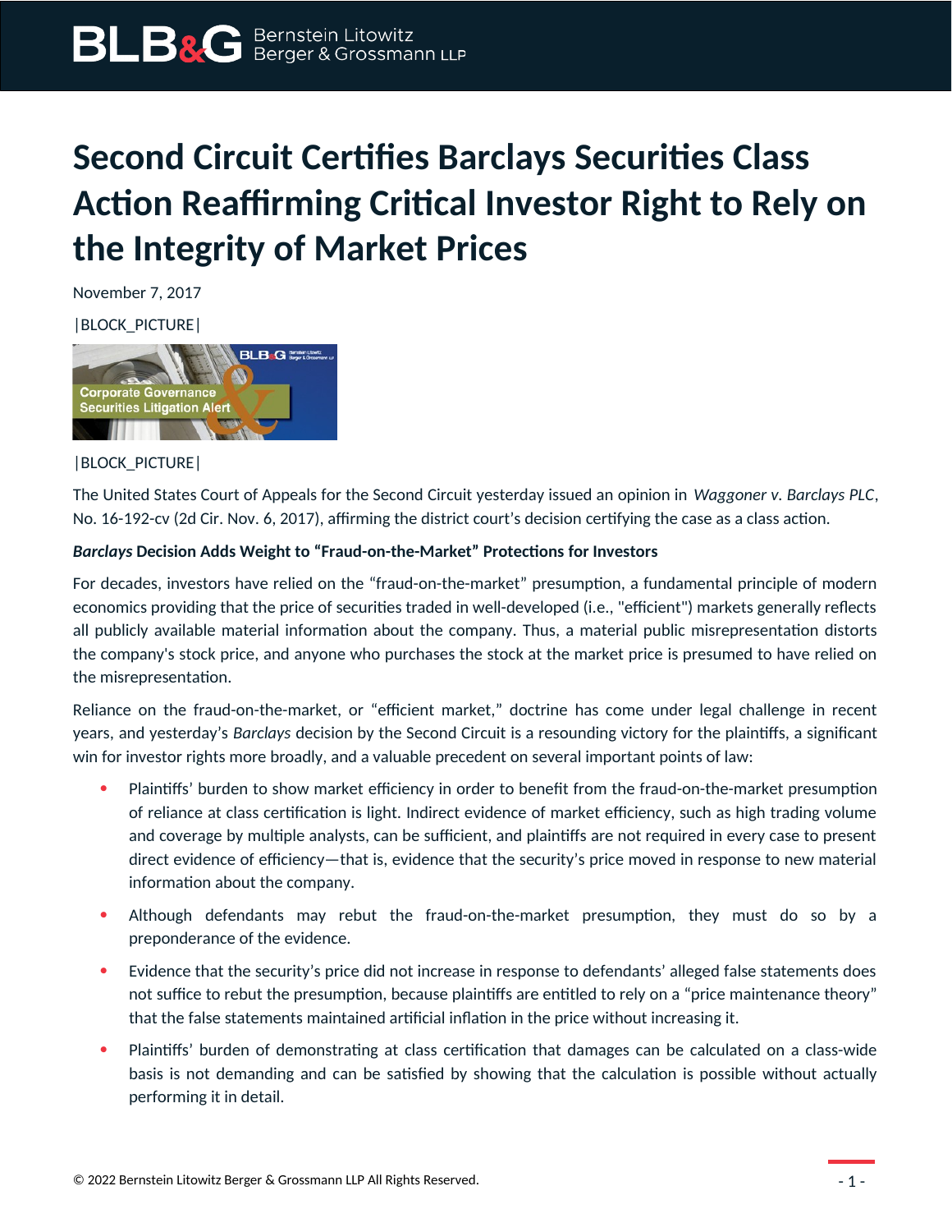// Second Circuit Certifies Barclays Securities Class Action Reaffirming Critical Investor Right to Rely on the Integrity of Market Prices

November 7, 2017

|BLOCK_PICTURE|

|BLOCK_PICTURE|

The United States Court of Appeals for the Second Circuit yesterday issued an opinion in *Waggoner v. Barclays PLC*, No. 16-192-cv (2d Cir. Nov. 6, 2017), affirming the district court's decision certifying the case as a class action.

**_Barclays_ Decision Adds Weight to "Fraud-on-the-Market" Protections for Investors**

For decades, investors have relied on the "fraud-on-the-market" presumption, a fundamental principle of modern economics providing that the price of securities traded in well-developed (i.e., "efficient") markets generally reflects all publicly available material information about the company. Thus, a material public misrepresentation distorts the company's stock price, and anyone who purchases the stock at the market price is presumed to have relied on the misrepresentation.

Reliance on the fraud-on-the-market, or "efficient market," doctrine has come under legal challenge in recent years, and yesterday's *Barclays* decision by the Second Circuit is a resounding victory for the plaintiffs, a significant win for investor rights more broadly, and a valuable precedent on several important points of law:

- Plaintiffs' burden to show market efficiency in order to benefit from the fraud-on-the-market presumption of reliance at class certification is light. Indirect evidence of market efficiency, such as high trading volume and coverage by multiple analysts, can be sufficient, and plaintiffs are not required in every case to present direct evidence of efficiency—that is, evidence that the security's price moved in response to new material information about the company.
- Although defendants may rebut the fraud-on-the-market presumption, they must do so by a preponderance of the evidence.
- Evidence that the security's price did not increase in response to defendants' alleged false statements does not suffice to rebut the presumption, because plaintiffs are entitled to rely on a "price maintenance theory" that the false statements maintained artificial inflation in the price without increasing it.
- Plaintiffs' burden of demonstrating at class certification that damages can be calculated on a class-wide basis is not demanding and can be satisfied by showing that the calculation is possible without actually performing it in detail.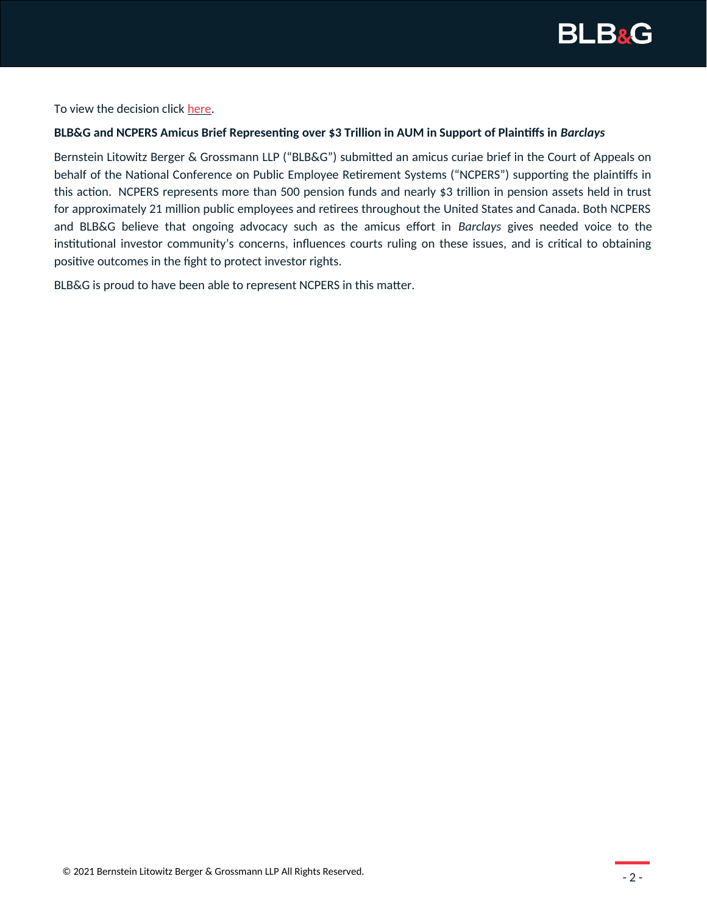To view the decision click here.

**BLB&G and NCPERS Amicus Brief Representing over $3 Trillion in AUM in Support of Plaintiffs in *Barclays***

Bernstein Litowitz Berger & Grossmann LLP ("BLB&G") submitted an amicus curiae brief in the Court of Appeals on behalf of the National Conference on Public Employee Retirement Systems ("NCPERS") supporting the plaintiffs in this action. NCPERS represents more than 500 pension funds and nearly $3 trillion in pension assets held in trust for approximately 21 million public employees and retirees throughout the United States and Canada. Both NCPERS and BLB&G believe that ongoing advocacy such as the amicus effort in *Barclays* gives needed voice to the institutional investor community's concerns, influences courts ruling on these issues, and is critical to obtaining positive outcomes in the fight to protect investor rights.

BLB&G is proud to have been able to represent NCPERS in this matter.

© 2021 Bernstein Litowitz Berger & Grossmann LLP All Rights Reserved.